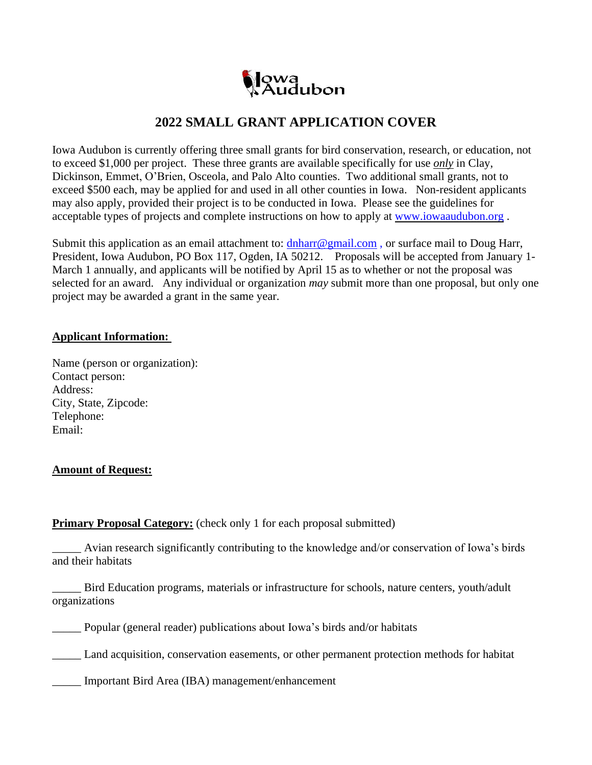Iowa Audubon

# 2022 SMALL GRANT APPLICATION COVER

Iowa Audubon is currently offering three small grants for bird conservation, research, or education, not to exceed $1,000 per project. These three grants are available specifically for use ***only*** in Clay, Dickinson, Emmet, O'Brien, Osceola, and Palo Alto counties. Two additional small grants, not to exceed $500 each, may be applied for and used in all other counties in Iowa. Non-resident applicants may also apply, provided their project is to be conducted in Iowa. Please see the guidelines for acceptable types of projects and complete instructions on how to apply at [www.iowaaudubon.org](http://www.iowaaudubon.org) .

Submit this application as an email attachment to: [dnharr@gmail.com](mailto:dnharr@gmail.com) , or surface mail to Doug Harr, President, Iowa Audubon, PO Box 117, Ogden, IA 50212. Proposals will be accepted from January 1-March 1 annually, and applicants will be notified by April 15 as to whether or not the proposal was selected for an award. Any individual or organization *may* submit more than one proposal, but only one project may be awarded a grant in the same year.

**Applicant Information:**

Name (person or organization):
Contact person:
Address:
City, State, Zipcode:
Telephone:
Email:

**Amount of Request:**

**Primary Proposal Category:** (check only 1 for each proposal submitted)

_____ Avian research significantly contributing to the knowledge and/or conservation of Iowa's birds and their habitats

_____ Bird Education programs, materials or infrastructure for schools, nature centers, youth/adult organizations

_____ Popular (general reader) publications about Iowa's birds and/or habitats

_____ Land acquisition, conservation easements, or other permanent protection methods for habitat

_____ Important Bird Area (IBA) management/enhancement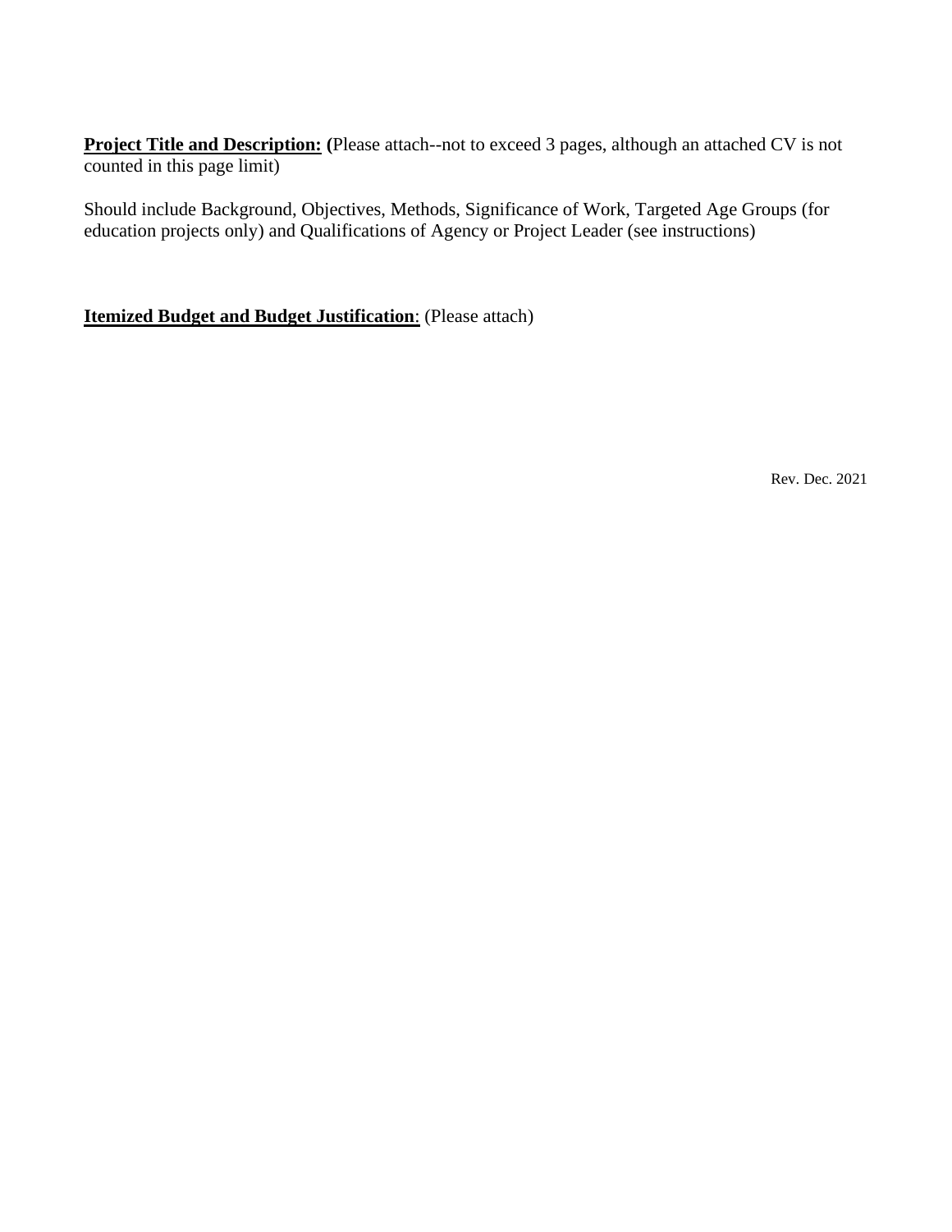**Project Title and Description: (**Please attach--not to exceed 3 pages, although an attached CV is not counted in this page limit)

Should include Background, Objectives, Methods, Significance of Work, Targeted Age Groups (for education projects only) and Qualifications of Agency or Project Leader (see instructions)

**Itemized Budget and Budget Justification**: (Please attach)

Rev. Dec. 2021